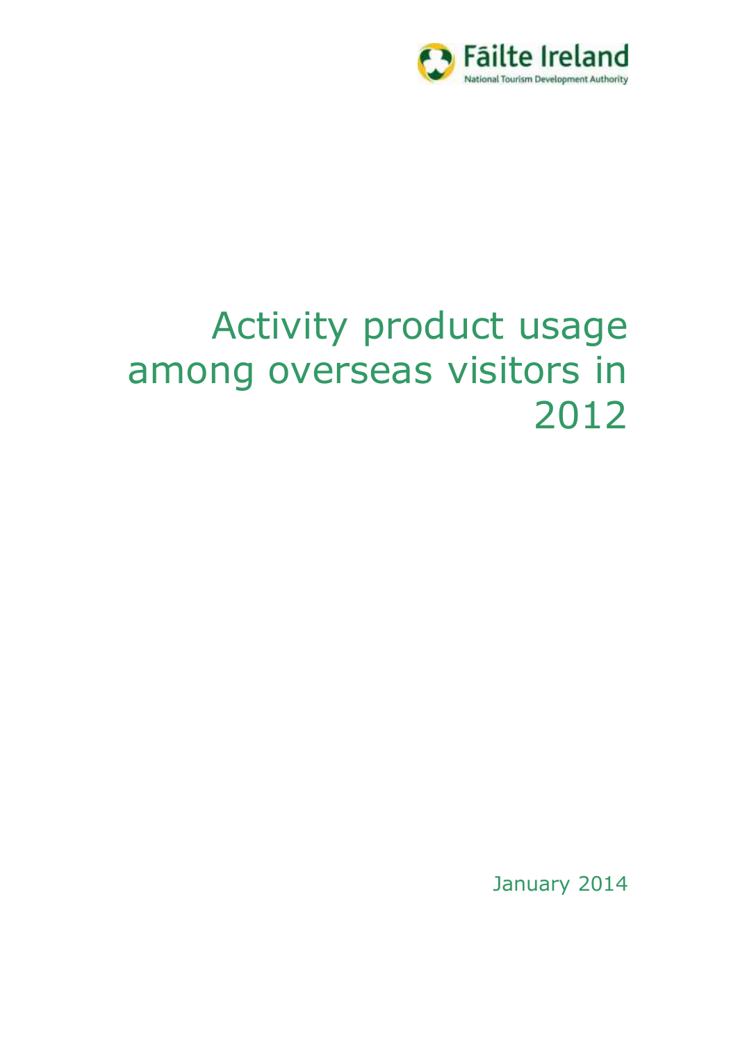Fáilte Ireland

National Tourism Development Authority

# Activity product usage among overseas visitors in 2012

January 2014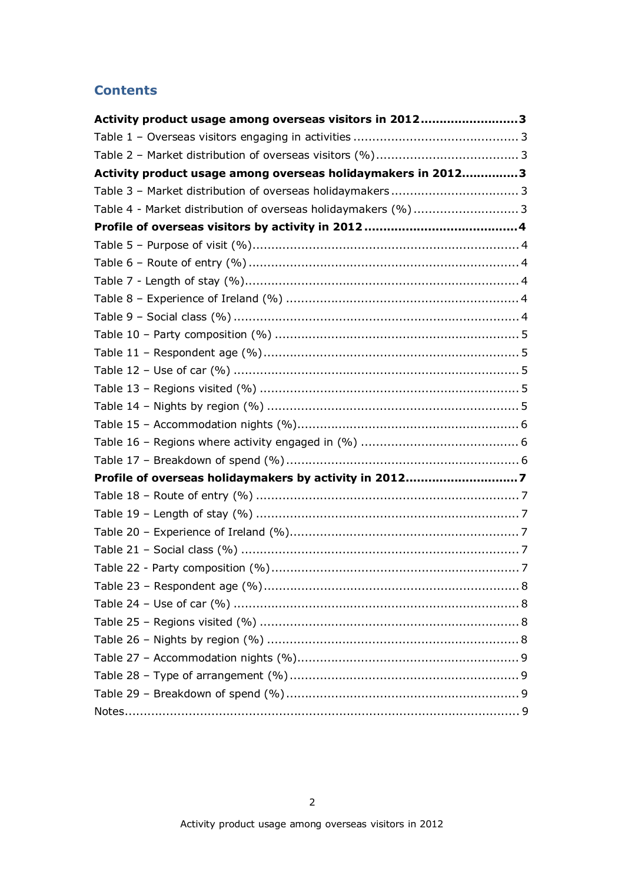## Contents

**Activity product usage among overseas visitors in 2012.........................3**

Table 1 – Overseas visitors engaging in activities ........................................... 3

Table 2 – Market distribution of overseas visitors (%)..................................... 3

**Activity product usage among overseas holidaymakers in 2012..............3**

Table 3 – Market distribution of overseas holidaymakers ................................. 3

Table 4 - Market distribution of overseas holidaymakers (%) ........................... 3

**Profile of overseas visitors by activity in 2012........................................4**

Table 5 – Purpose of visit (%)...................................................................... 4

Table 6 – Route of entry (%) ....................................................................... 4

Table 7 - Length of stay (%)........................................................................ 4

Table 8 – Experience of Ireland (%) ............................................................. 4

Table 9 – Social class (%) ........................................................................... 4

Table 10 – Party composition (%) ................................................................ 5

Table 11 – Respondent age (%)................................................................... 5

Table 12 – Use of car (%) ........................................................................... 5

Table 13 – Regions visited (%) .................................................................... 5

Table 14 – Nights by region (%) .................................................................. 5

Table 15 – Accommodation nights (%).......................................................... 6

Table 16 – Regions where activity engaged in (%) ......................................... 6

Table 17 – Breakdown of spend (%) ............................................................. 6

**Profile of overseas holidaymakers by activity in 2012.............................7**

Table 18 – Route of entry (%) ..................................................................... 7

Table 19 – Length of stay (%) ..................................................................... 7

Table 20 – Experience of Ireland (%)............................................................ 7

Table 21 – Social class (%) ......................................................................... 7

Table 22 - Party composition (%)................................................................. 7

Table 23 – Respondent age (%)................................................................... 8

Table 24 – Use of car (%) ........................................................................... 8

Table 25 – Regions visited (%) .................................................................... 8

Table 26 – Nights by region (%) .................................................................. 8

Table 27 – Accommodation nights (%).......................................................... 9

Table 28 – Type of arrangement (%)............................................................ 9

Table 29 – Breakdown of spend (%) ............................................................. 9

Notes........................................................................................................ 9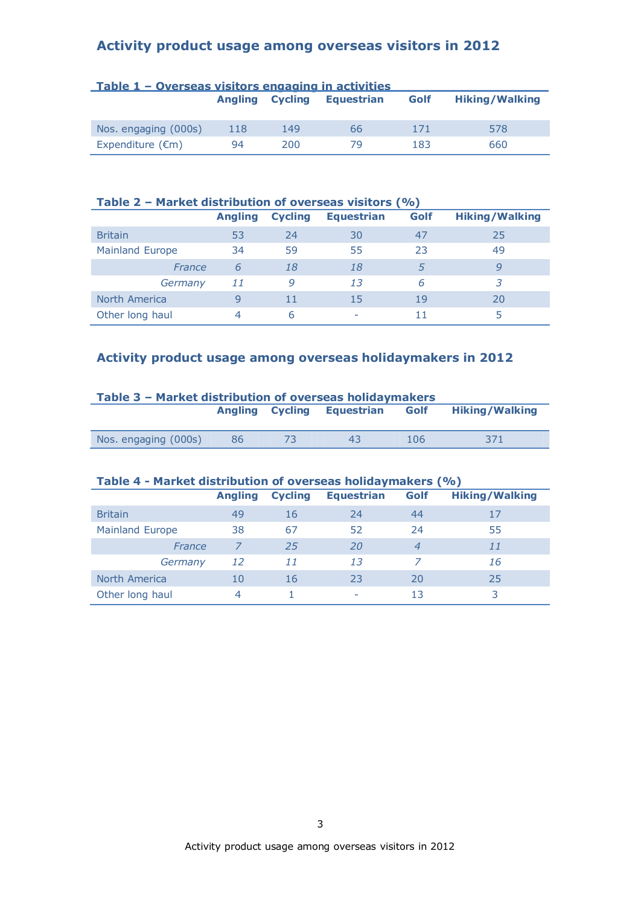## Activity product usage among overseas visitors in 2012

**Table 1 – Overseas visitors engaging in activities**

| | Angling | Cycling | Equestrian | Golf | Hiking/Walking |
|---|---|---|---|---|---|
| Nos. engaging (000s) | 118 | 149 | 66 | 171 | 578 |
| Expenditure (€m) | 94 | 200 | 79 | 183 | 660 |

**Table 2 – Market distribution of overseas visitors (%)**

| | Angling | Cycling | Equestrian | Golf | Hiking/Walking |
|---|---|---|---|---|---|
| Britain | 53 | 24 | 30 | 47 | 25 |
| Mainland Europe | 34 | 59 | 55 | 23 | 49 |
| *France* | *6* | *18* | *18* | *5* | *9* |
| *Germany* | *11* | *9* | *13* | *6* | *3* |
| North America | 9 | 11 | 15 | 19 | 20 |
| Other long haul | 4 | 6 | - | 11 | 5 |

## Activity product usage among overseas holidaymakers in 2012

**Table 3 – Market distribution of overseas holidaymakers**

| | Angling | Cycling | Equestrian | Golf | Hiking/Walking |
|---|---|---|---|---|---|
| Nos. engaging (000s) | 86 | 73 | 43 | 106 | 371 |

**Table 4 - Market distribution of overseas holidaymakers (%)**

| | Angling | Cycling | Equestrian | Golf | Hiking/Walking |
|---|---|---|---|---|---|
| Britain | 49 | 16 | 24 | 44 | 17 |
| Mainland Europe | 38 | 67 | 52 | 24 | 55 |
| *France* | *7* | *25* | *20* | *4* | *11* |
| *Germany* | *12* | *11* | *13* | *7* | *16* |
| North America | 10 | 16 | 23 | 20 | 25 |
| Other long haul | 4 | 1 | - | 13 | 3 |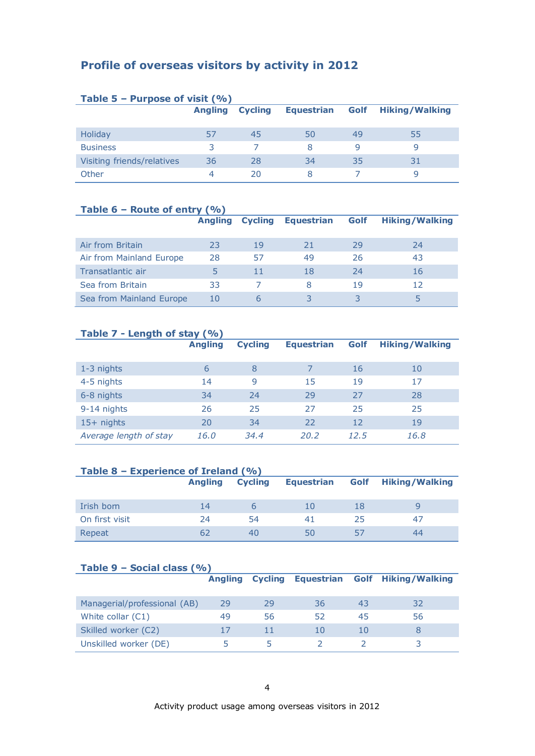## Profile of overseas visitors by activity in 2012

### Table 5 – Purpose of visit (%)

| | Angling | Cycling | Equestrian | Golf | Hiking/Walking |
|---|---|---|---|---|---|
| Holiday | 57 | 45 | 50 | 49 | 55 |
| Business | 3 | 7 | 8 | 9 | 9 |
| Visiting friends/relatives | 36 | 28 | 34 | 35 | 31 |
| Other | 4 | 20 | 8 | 7 | 9 |

### Table 6 – Route of entry (%)

| | Angling | Cycling | Equestrian | Golf | Hiking/Walking |
|---|---|---|---|---|---|
| Air from Britain | 23 | 19 | 21 | 29 | 24 |
| Air from Mainland Europe | 28 | 57 | 49 | 26 | 43 |
| Transatlantic air | 5 | 11 | 18 | 24 | 16 |
| Sea from Britain | 33 | 7 | 8 | 19 | 12 |
| Sea from Mainland Europe | 10 | 6 | 3 | 3 | 5 |

### Table 7 - Length of stay (%)

| | Angling | Cycling | Equestrian | Golf | Hiking/Walking |
|---|---|---|---|---|---|
| 1-3 nights | 6 | 8 | 7 | 16 | 10 |
| 4-5 nights | 14 | 9 | 15 | 19 | 17 |
| 6-8 nights | 34 | 24 | 29 | 27 | 28 |
| 9-14 nights | 26 | 25 | 27 | 25 | 25 |
| 15+ nights | 20 | 34 | 22 | 12 | 19 |
| *Average length of stay* | *16.0* | *34.4* | *20.2* | *12.5* | *16.8* |

### Table 8 – Experience of Ireland (%)

| | Angling | Cycling | Equestrian | Golf | Hiking/Walking |
|---|---|---|---|---|---|
| Irish born | 14 | 6 | 10 | 18 | 9 |
| On first visit | 24 | 54 | 41 | 25 | 47 |
| Repeat | 62 | 40 | 50 | 57 | 44 |

### Table 9 – Social class (%)

| | Angling | Cycling | Equestrian | Golf | Hiking/Walking |
|---|---|---|---|---|---|
| Managerial/professional (AB) | 29 | 29 | 36 | 43 | 32 |
| White collar (C1) | 49 | 56 | 52 | 45 | 56 |
| Skilled worker (C2) | 17 | 11 | 10 | 10 | 8 |
| Unskilled worker (DE) | 5 | 5 | 2 | 2 | 3 |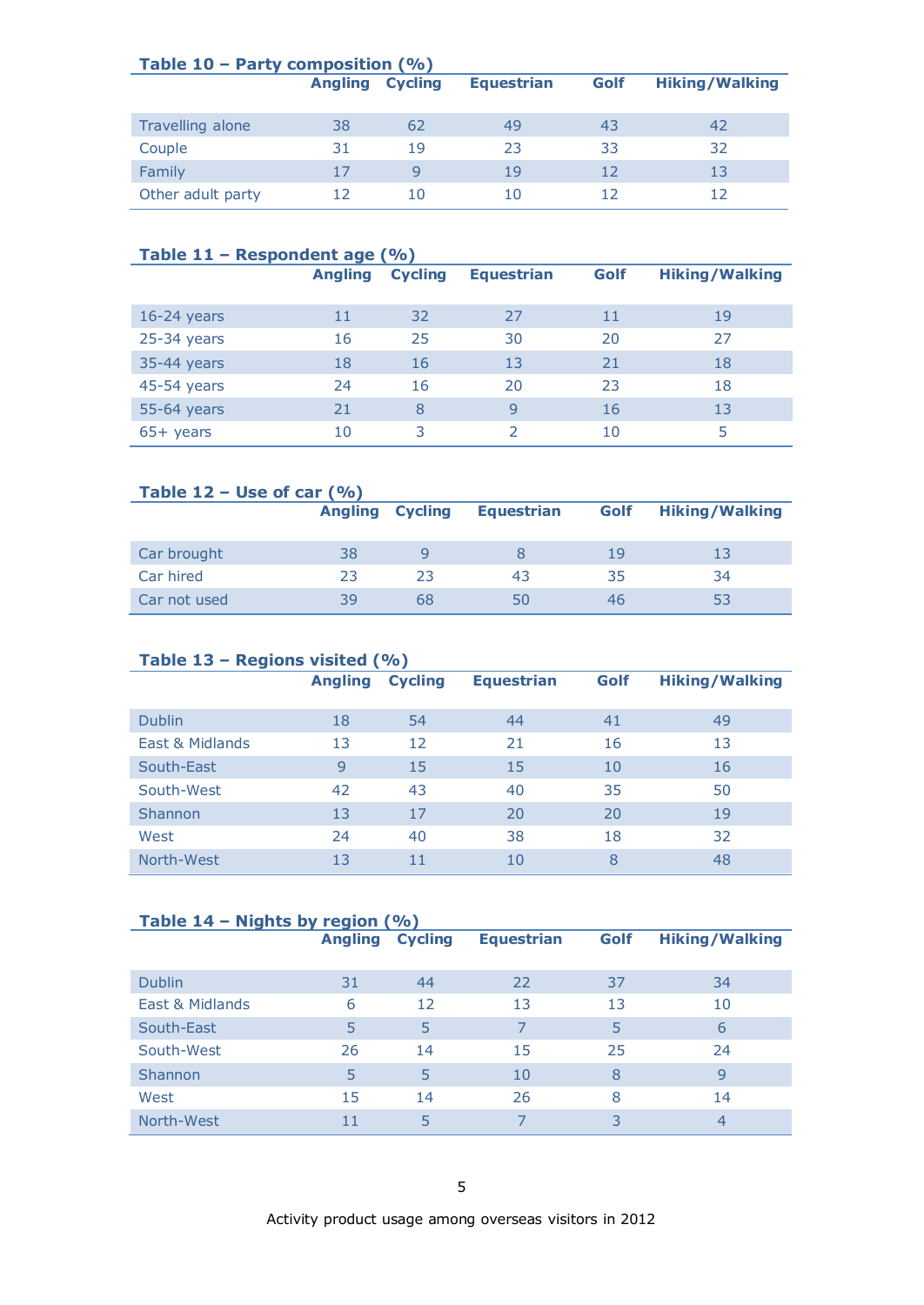### Table 10 – Party composition (%)

| | Angling | Cycling | Equestrian | Golf | Hiking/Walking |
|---|---|---|---|---|---|
| Travelling alone | 38 | 62 | 49 | 43 | 42 |
| Couple | 31 | 19 | 23 | 33 | 32 |
| Family | 17 | 9 | 19 | 12 | 13 |
| Other adult party | 12 | 10 | 10 | 12 | 12 |

### Table 11 – Respondent age (%)

| | Angling | Cycling | Equestrian | Golf | Hiking/Walking |
|---|---|---|---|---|---|
| 16-24 years | 11 | 32 | 27 | 11 | 19 |
| 25-34 years | 16 | 25 | 30 | 20 | 27 |
| 35-44 years | 18 | 16 | 13 | 21 | 18 |
| 45-54 years | 24 | 16 | 20 | 23 | 18 |
| 55-64 years | 21 | 8 | 9 | 16 | 13 |
| 65+ years | 10 | 3 | 2 | 10 | 5 |

### Table 12 – Use of car (%)

| | Angling | Cycling | Equestrian | Golf | Hiking/Walking |
|---|---|---|---|---|---|
| Car brought | 38 | 9 | 8 | 19 | 13 |
| Car hired | 23 | 23 | 43 | 35 | 34 |
| Car not used | 39 | 68 | 50 | 46 | 53 |

### Table 13 – Regions visited (%)

| | Angling | Cycling | Equestrian | Golf | Hiking/Walking |
|---|---|---|---|---|---|
| Dublin | 18 | 54 | 44 | 41 | 49 |
| East & Midlands | 13 | 12 | 21 | 16 | 13 |
| South-East | 9 | 15 | 15 | 10 | 16 |
| South-West | 42 | 43 | 40 | 35 | 50 |
| Shannon | 13 | 17 | 20 | 20 | 19 |
| West | 24 | 40 | 38 | 18 | 32 |
| North-West | 13 | 11 | 10 | 8 | 48 |

### Table 14 – Nights by region (%)

| | Angling | Cycling | Equestrian | Golf | Hiking/Walking |
|---|---|---|---|---|---|
| Dublin | 31 | 44 | 22 | 37 | 34 |
| East & Midlands | 6 | 12 | 13 | 13 | 10 |
| South-East | 5 | 5 | 7 | 5 | 6 |
| South-West | 26 | 14 | 15 | 25 | 24 |
| Shannon | 5 | 5 | 10 | 8 | 9 |
| West | 15 | 14 | 26 | 8 | 14 |
| North-West | 11 | 5 | 7 | 3 | 4 |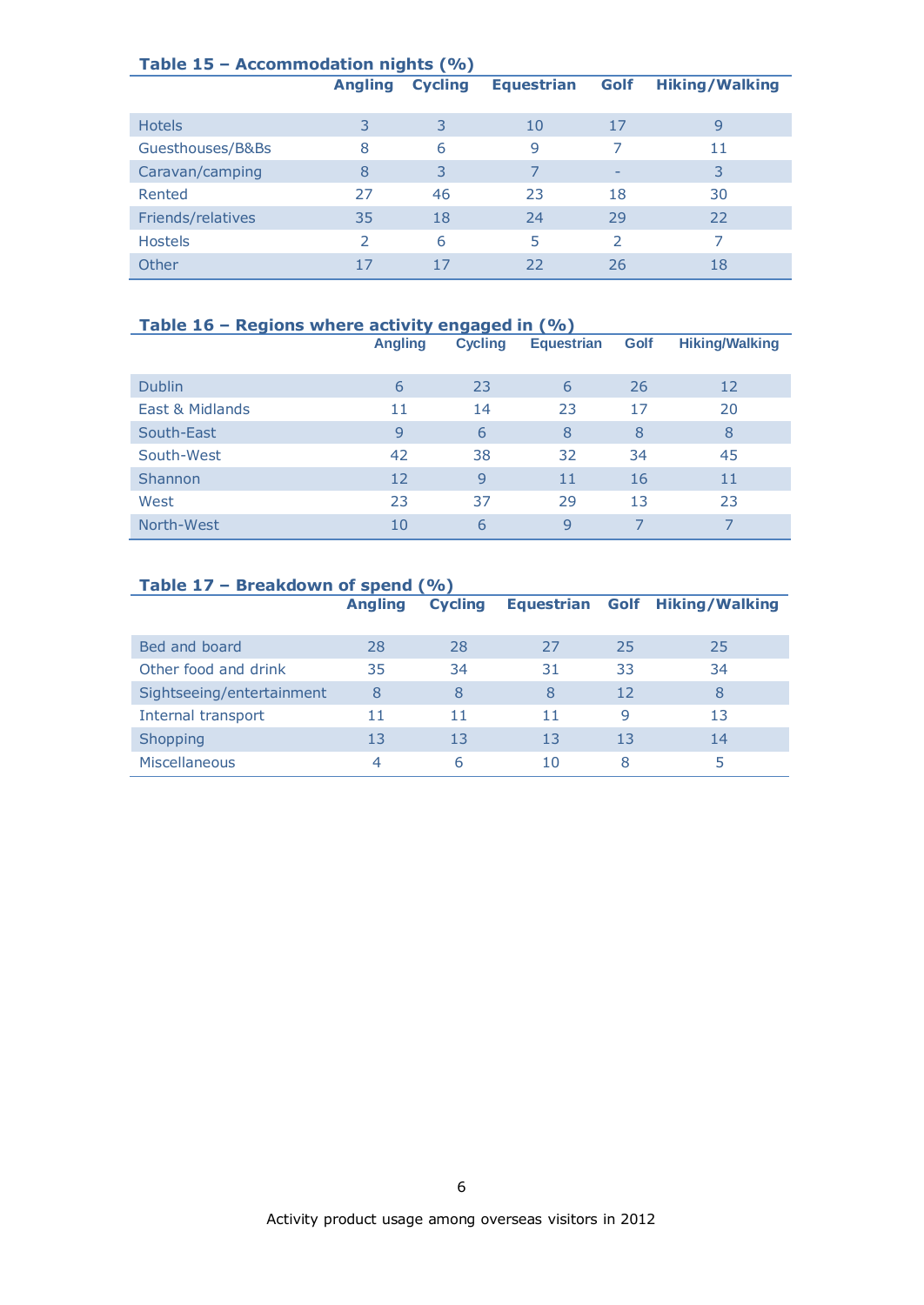### Table 15 – Accommodation nights (%)

| | Angling | Cycling | Equestrian | Golf | Hiking/Walking |
|---|---|---|---|---|---|
| Hotels | 3 | 3 | 10 | 17 | 9 |
| Guesthouses/B&Bs | 8 | 6 | 9 | 7 | 11 |
| Caravan/camping | 8 | 3 | 7 | - | 3 |
| Rented | 27 | 46 | 23 | 18 | 30 |
| Friends/relatives | 35 | 18 | 24 | 29 | 22 |
| Hostels | 2 | 6 | 5 | 2 | 7 |
| Other | 17 | 17 | 22 | 26 | 18 |

### Table 16 – Regions where activity engaged in (%)

| | Angling | Cycling | Equestrian | Golf | Hiking/Walking |
|---|---|---|---|---|---|
| Dublin | 6 | 23 | 6 | 26 | 12 |
| East & Midlands | 11 | 14 | 23 | 17 | 20 |
| South-East | 9 | 6 | 8 | 8 | 8 |
| South-West | 42 | 38 | 32 | 34 | 45 |
| Shannon | 12 | 9 | 11 | 16 | 11 |
| West | 23 | 37 | 29 | 13 | 23 |
| North-West | 10 | 6 | 9 | 7 | 7 |

### Table 17 – Breakdown of spend (%)

| | Angling | Cycling | Equestrian | Golf | Hiking/Walking |
|---|---|---|---|---|---|
| Bed and board | 28 | 28 | 27 | 25 | 25 |
| Other food and drink | 35 | 34 | 31 | 33 | 34 |
| Sightseeing/entertainment | 8 | 8 | 8 | 12 | 8 |
| Internal transport | 11 | 11 | 11 | 9 | 13 |
| Shopping | 13 | 13 | 13 | 13 | 14 |
| Miscellaneous | 4 | 6 | 10 | 8 | 5 |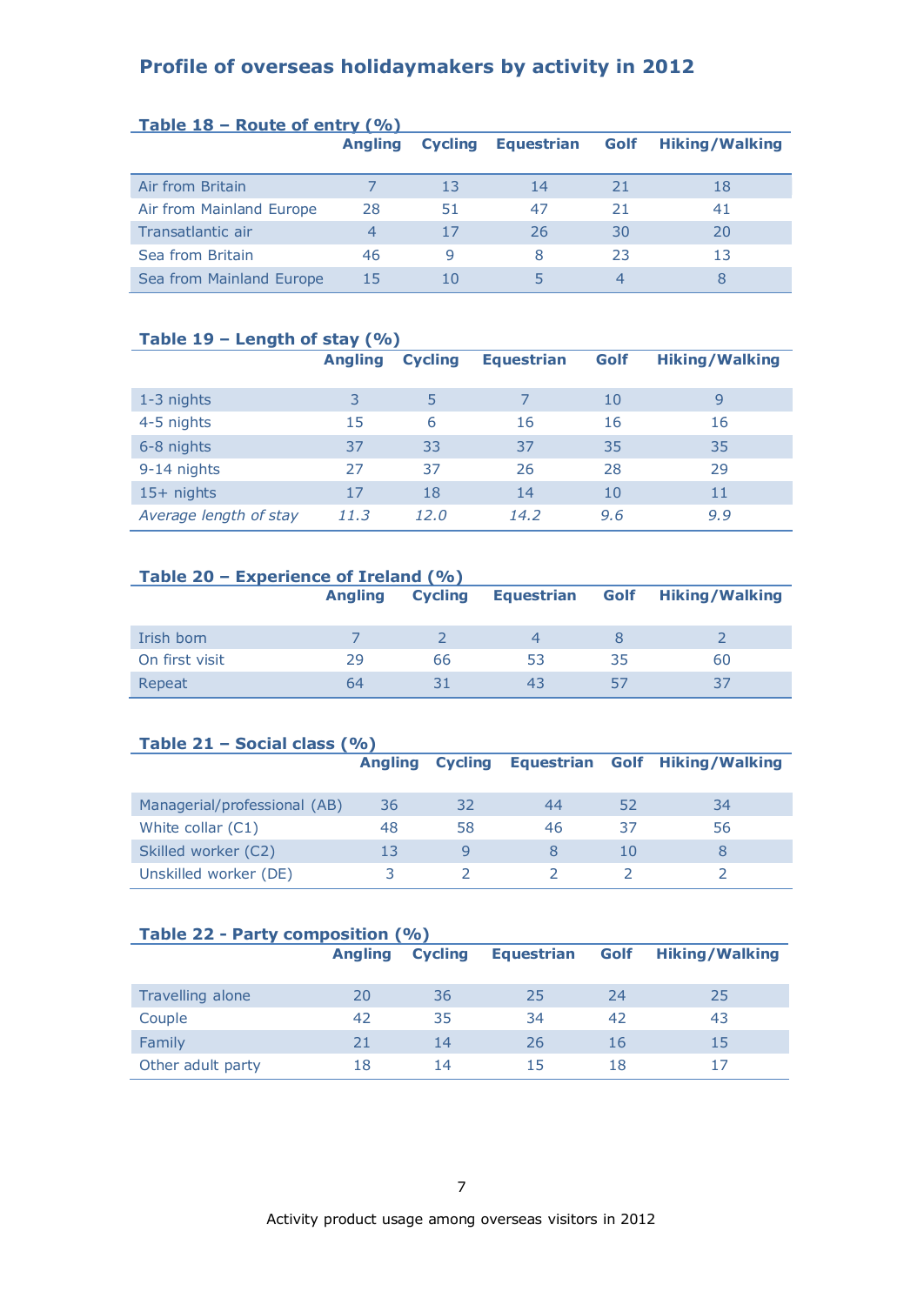## Profile of overseas holidaymakers by activity in 2012

**Table 18 – Route of entry (%)**

| | Angling | Cycling | Equestrian | Golf | Hiking/Walking |
|---|---|---|---|---|---|
| Air from Britain | 7 | 13 | 14 | 21 | 18 |
| Air from Mainland Europe | 28 | 51 | 47 | 21 | 41 |
| Transatlantic air | 4 | 17 | 26 | 30 | 20 |
| Sea from Britain | 46 | 9 | 8 | 23 | 13 |
| Sea from Mainland Europe | 15 | 10 | 5 | 4 | 8 |

**Table 19 – Length of stay (%)**

| | Angling | Cycling | Equestrian | Golf | Hiking/Walking |
|---|---|---|---|---|---|
| 1-3 nights | 3 | 5 | 7 | 10 | 9 |
| 4-5 nights | 15 | 6 | 16 | 16 | 16 |
| 6-8 nights | 37 | 33 | 37 | 35 | 35 |
| 9-14 nights | 27 | 37 | 26 | 28 | 29 |
| 15+ nights | 17 | 18 | 14 | 10 | 11 |
| *Average length of stay* | *11.3* | *12.0* | *14.2* | *9.6* | *9.9* |

**Table 20 – Experience of Ireland (%)**

| | Angling | Cycling | Equestrian | Golf | Hiking/Walking |
|---|---|---|---|---|---|
| Irish born | 7 | 2 | 4 | 8 | 2 |
| On first visit | 29 | 66 | 53 | 35 | 60 |
| Repeat | 64 | 31 | 43 | 57 | 37 |

**Table 21 – Social class (%)**

| | Angling | Cycling | Equestrian | Golf | Hiking/Walking |
|---|---|---|---|---|---|
| Managerial/professional (AB) | 36 | 32 | 44 | 52 | 34 |
| White collar (C1) | 48 | 58 | 46 | 37 | 56 |
| Skilled worker (C2) | 13 | 9 | 8 | 10 | 8 |
| Unskilled worker (DE) | 3 | 2 | 2 | 2 | 2 |

**Table 22 - Party composition (%)**

| | Angling | Cycling | Equestrian | Golf | Hiking/Walking |
|---|---|---|---|---|---|
| Travelling alone | 20 | 36 | 25 | 24 | 25 |
| Couple | 42 | 35 | 34 | 42 | 43 |
| Family | 21 | 14 | 26 | 16 | 15 |
| Other adult party | 18 | 14 | 15 | 18 | 17 |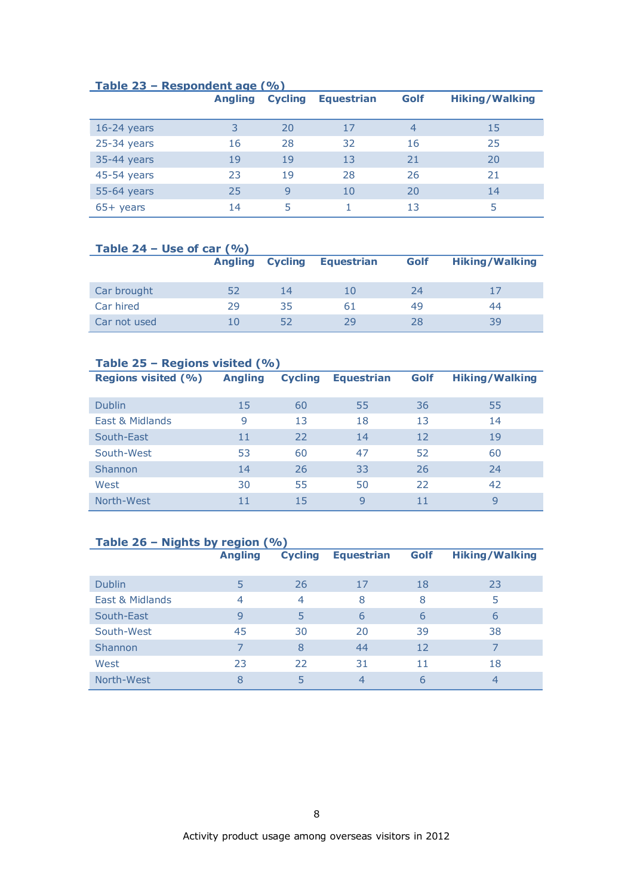**Table 23 – Respondent age (%)**

| | Angling | Cycling | Equestrian | Golf | Hiking/Walking |
|---|---|---|---|---|---|
| 16-24 years | 3 | 20 | 17 | 4 | 15 |
| 25-34 years | 16 | 28 | 32 | 16 | 25 |
| 35-44 years | 19 | 19 | 13 | 21 | 20 |
| 45-54 years | 23 | 19 | 28 | 26 | 21 |
| 55-64 years | 25 | 9 | 10 | 20 | 14 |
| 65+ years | 14 | 5 | 1 | 13 | 5 |

**Table 24 – Use of car (%)**

| | Angling | Cycling | Equestrian | Golf | Hiking/Walking |
|---|---|---|---|---|---|
| Car brought | 52 | 14 | 10 | 24 | 17 |
| Car hired | 29 | 35 | 61 | 49 | 44 |
| Car not used | 10 | 52 | 29 | 28 | 39 |

**Table 25 – Regions visited (%)**

| Regions visited (%) | Angling | Cycling | Equestrian | Golf | Hiking/Walking |
|---|---|---|---|---|---|
| Dublin | 15 | 60 | 55 | 36 | 55 |
| East & Midlands | 9 | 13 | 18 | 13 | 14 |
| South-East | 11 | 22 | 14 | 12 | 19 |
| South-West | 53 | 60 | 47 | 52 | 60 |
| Shannon | 14 | 26 | 33 | 26 | 24 |
| West | 30 | 55 | 50 | 22 | 42 |
| North-West | 11 | 15 | 9 | 11 | 9 |

**Table 26 – Nights by region (%)**

| | Angling | Cycling | Equestrian | Golf | Hiking/Walking |
|---|---|---|---|---|---|
| Dublin | 5 | 26 | 17 | 18 | 23 |
| East & Midlands | 4 | 4 | 8 | 8 | 5 |
| South-East | 9 | 5 | 6 | 6 | 6 |
| South-West | 45 | 30 | 20 | 39 | 38 |
| Shannon | 7 | 8 | 44 | 12 | 7 |
| West | 23 | 22 | 31 | 11 | 18 |
| North-West | 8 | 5 | 4 | 6 | 4 |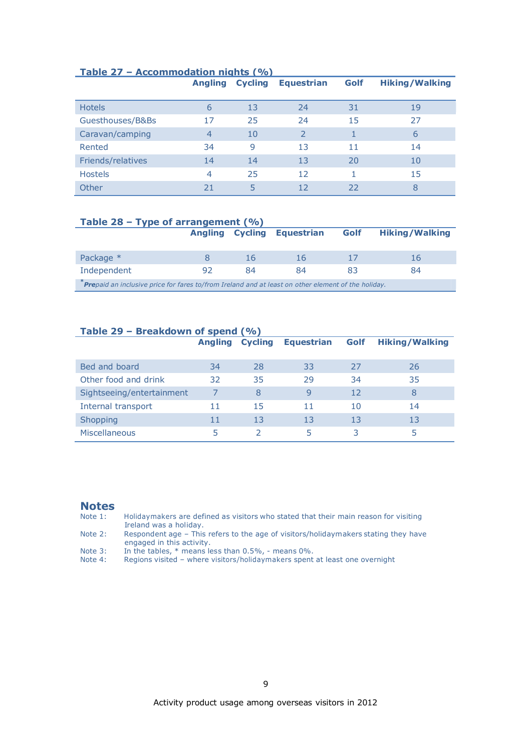## Table 27 – Accommodation nights (%)

| | Angling | Cycling | Equestrian | Golf | Hiking/Walking |
|---|---|---|---|---|---|
| Hotels | 6 | 13 | 24 | 31 | 19 |
| Guesthouses/B&Bs | 17 | 25 | 24 | 15 | 27 |
| Caravan/camping | 4 | 10 | 2 | 1 | 6 |
| Rented | 34 | 9 | 13 | 11 | 14 |
| Friends/relatives | 14 | 14 | 13 | 20 | 10 |
| Hostels | 4 | 25 | 12 | 1 | 15 |
| Other | 21 | 5 | 12 | 22 | 8 |

## Table 28 – Type of arrangement (%)

| | Angling | Cycling | Equestrian | Golf | Hiking/Walking |
|---|---|---|---|---|---|
| Package * | 8 | 16 | 16 | 17 | 16 |
| Independent | 92 | 84 | 84 | 83 | 84 |

*\* **Pre**paid an inclusive price for fares to/from Ireland and at least on other element of the holiday.*

## Table 29 – Breakdown of spend (%)

| | Angling | Cycling | Equestrian | Golf | Hiking/Walking |
|---|---|---|---|---|---|
| Bed and board | 34 | 28 | 33 | 27 | 26 |
| Other food and drink | 32 | 35 | 29 | 34 | 35 |
| Sightseeing/entertainment | 7 | 8 | 9 | 12 | 8 |
| Internal transport | 11 | 15 | 11 | 10 | 14 |
| Shopping | 11 | 13 | 13 | 13 | 13 |
| Miscellaneous | 5 | 2 | 5 | 3 | 5 |

## Notes

Note 1: Holidaymakers are defined as visitors who stated that their main reason for visiting Ireland was a holiday.

Note 2: Respondent age – This refers to the age of visitors/holidaymakers stating they have engaged in this activity.

Note 3: In the tables, * means less than 0.5%, - means 0%.

Note 4: Regions visited – where visitors/holidaymakers spent at least one overnight